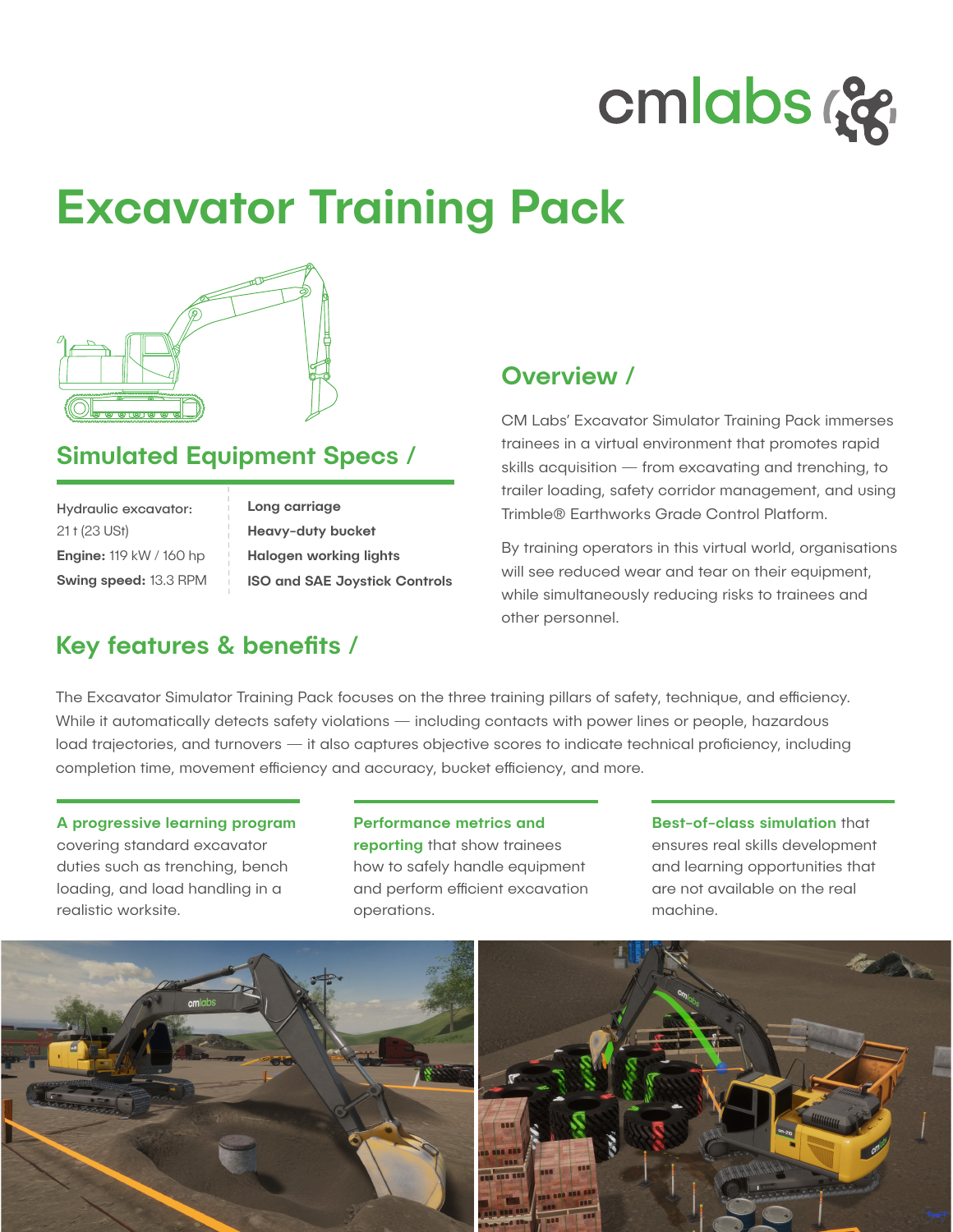# Excavator Training Pack

## Simulated Equipment Specs /

| | |
|---|---|
| Hydraulic excavator: 21 t (23 USt) | **Long carriage** |
| **Engine:** 119 kW / 160 hp | **Heavy-duty bucket** |
| **Swing speed:** 13.3 RPM | **Halogen working lights** |
| | **ISO and SAE Joystick Controls** |

## Overview /

CM Labs' Excavator Simulator Training Pack immerses trainees in a virtual environment that promotes rapid skills acquisition — from excavating and trenching, to trailer loading, safety corridor management, and using Trimble® Earthworks Grade Control Platform.

By training operators in this virtual world, organisations will see reduced wear and tear on their equipment, while simultaneously reducing risks to trainees and other personnel.

## Key features & benefits /

The Excavator Simulator Training Pack focuses on the three training pillars of safety, technique, and efficiency. While it automatically detects safety violations — including contacts with power lines or people, hazardous load trajectories, and turnovers — it also captures objective scores to indicate technical proficiency, including completion time, movement efficiency and accuracy, bucket efficiency, and more.

**A progressive learning program** covering standard excavator duties such as trenching, bench loading, and load handling in a realistic worksite.

**Performance metrics and reporting** that show trainees how to safely handle equipment and perform efficient excavation operations.

**Best-of-class simulation** that ensures real skills development and learning opportunities that are not available on the real machine.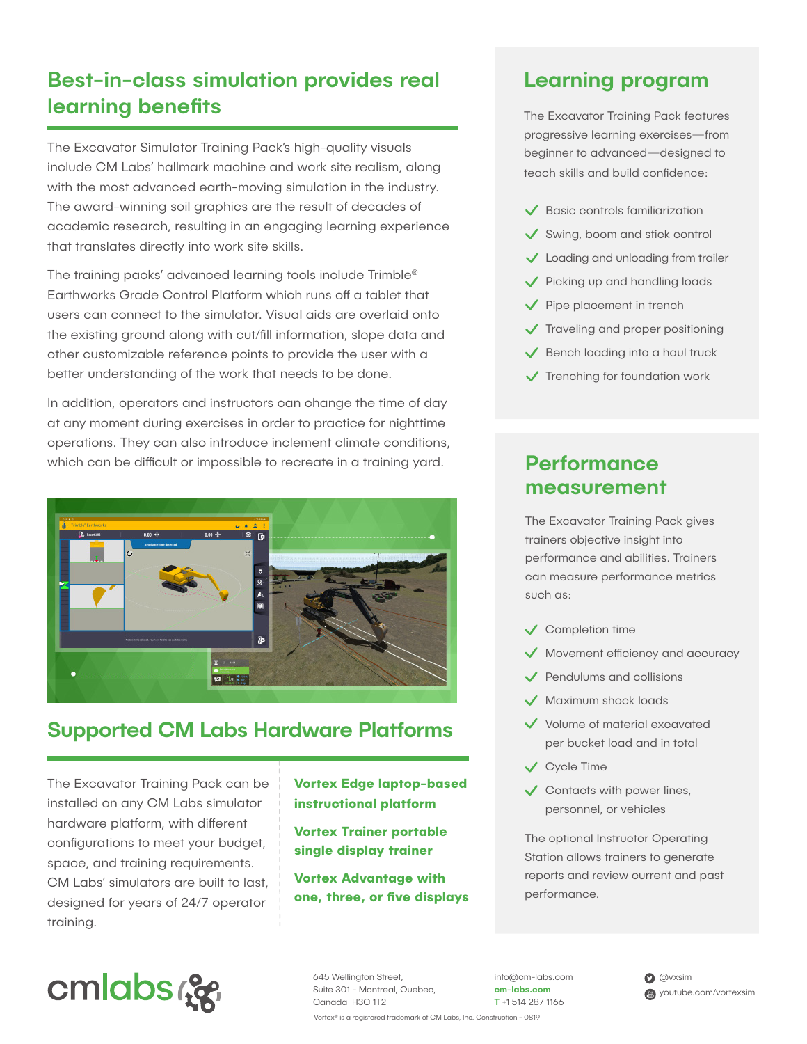## Best-in-class simulation provides real learning benefits

The Excavator Simulator Training Pack's high-quality visuals include CM Labs' hallmark machine and work site realism, along with the most advanced earth-moving simulation in the industry. The award-winning soil graphics are the result of decades of academic research, resulting in an engaging learning experience that translates directly into work site skills.

The training packs' advanced learning tools include Trimble® Earthworks Grade Control Platform which runs off a tablet that users can connect to the simulator. Visual aids are overlaid onto the existing ground along with cut/fill information, slope data and other customizable reference points to provide the user with a better understanding of the work that needs to be done.

In addition, operators and instructors can change the time of day at any moment during exercises in order to practice for nighttime operations. They can also introduce inclement climate conditions, which can be difficult or impossible to recreate in a training yard.

## Supported CM Labs Hardware Platforms

The Excavator Training Pack can be installed on any CM Labs simulator hardware platform, with different configurations to meet your budget, space, and training requirements. CM Labs' simulators are built to last, designed for years of 24/7 operator training.

**Vortex Edge laptop-based instructional platform**

**Vortex Trainer portable single display trainer**

**Vortex Advantage with one, three, or five displays**

## Learning program

The Excavator Training Pack features progressive learning exercises—from beginner to advanced—designed to teach skills and build confidence:

- Basic controls familiarization
- Swing, boom and stick control
- Loading and unloading from trailer
- Picking up and handling loads
- Pipe placement in trench
- Traveling and proper positioning
- Bench loading into a haul truck
- Trenching for foundation work

## Performance measurement

The Excavator Training Pack gives trainers objective insight into performance and abilities. Trainers can measure performance metrics such as:

- Completion time
- Movement efficiency and accuracy
- Pendulums and collisions
- Maximum shock loads
- Volume of material excavated per bucket load and in total
- Cycle Time
- Contacts with power lines, personnel, or vehicles

The optional Instructor Operating Station allows trainers to generate reports and review current and past performance.

cmlabs

645 Wellington Street,
Suite 301 - Montreal, Quebec,
Canada H3C 1T2

info@cm-labs.com
cm-labs.com
T +1 514 287 1166

@vxsim
youtube.com/vortexsim

Vortex® is a registered trademark of CM Labs, Inc. Construction - 0819